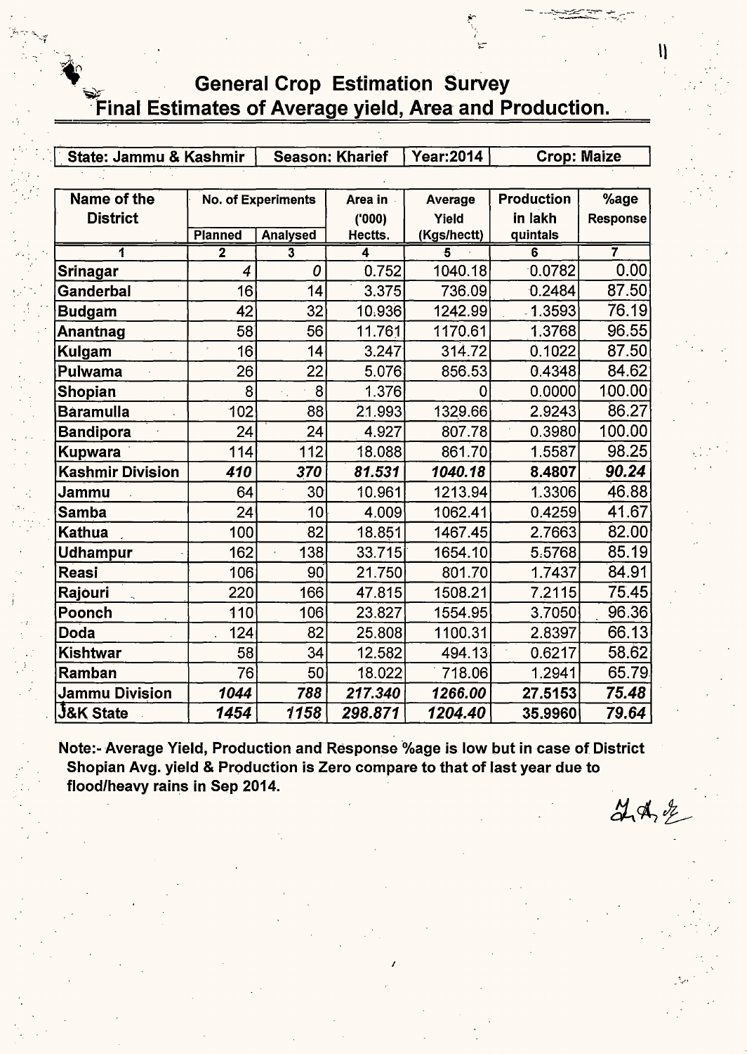# General Crop Estimation Survey

## Final Estimates of Average yield, Area and Production.

| State: Jammu & Kashmir | Season: Kharief | Year:2014 | Crop: Maize |
|---|---|---|---|

| Name of the District | No. of Experiments | | Area in ('000) Hectts. | Average Yield (Kgs/hectt) | Production in lakh quintals | %age Response |
|---|---|---|---|---|---|---|
| | Planned | Analysed | | | | |
| 1 | 2 | 3 | 4 | 5 | 6 | 7 |
| Srinagar | 4 | 0 | 0.752 | 1040.18 | 0.0782 | 0.00 |
| Ganderbal | 16 | 14 | 3.375 | 736.09 | 0.2484 | 87.50 |
| Budgam | 42 | 32 | 10.936 | 1242.99 | 1.3593 | 76.19 |
| Anantnag | 58 | 56 | 11.761 | 1170.61 | 1.3768 | 96.55 |
| Kulgam | 16 | 14 | 3.247 | 314.72 | 0.1022 | 87.50 |
| Pulwama | 26 | 22 | 5.076 | 856.53 | 0.4348 | 84.62 |
| Shopian | 8 | 8 | 1.376 | 0 | 0.0000 | 100.00 |
| Baramulla | 102 | 88 | 21.993 | 1329.66 | 2.9243 | 86.27 |
| Bandipora | 24 | 24 | 4.927 | 807.78 | 0.3980 | 100.00 |
| Kupwara | 114 | 112 | 18.088 | 861.70 | 1.5587 | 98.25 |
| **Kashmir Division** | ***410*** | ***370*** | ***81.531*** | ***1040.18*** | **8.4807** | ***90.24*** |
| Jammu | 64 | 30 | 10.961 | 1213.94 | 1.3306 | 46.88 |
| Samba | 24 | 10 | 4.009 | 1062.41 | 0.4259 | 41.67 |
| Kathua | 100 | 82 | 18.851 | 1467.45 | 2.7663 | 82.00 |
| Udhampur | 162 | 138 | 33.715 | 1654.10 | 5.5768 | 85.19 |
| Reasi | 106 | 90 | 21.750 | 801.70 | 1.7437 | 84.91 |
| Rajouri | 220 | 166 | 47.815 | 1508.21 | 7.2115 | 75.45 |
| Poonch | 110 | 106 | 23.827 | 1554.95 | 3.7050 | 96.36 |
| Doda | 124 | 82 | 25.808 | 1100.31 | 2.8397 | 66.13 |
| Kishtwar | 58 | 34 | 12.582 | 494.13 | 0.6217 | 58.62 |
| Ramban | 76 | 50 | 18.022 | 718.06 | 1.2941 | 65.79 |
| **Jammu Division** | ***1044*** | ***788*** | ***217.340*** | ***1266.00*** | **27.5153** | ***75.48*** |
| **J&K State** | ***1454*** | ***1158*** | ***298.871*** | ***1204.40*** | **35.9960** | ***79.64*** |

**Note:- Average Yield, Production and Response %age is low but in case of District Shopian Avg. yield & Production is Zero compare to that of last year due to flood/heavy rains in Sep 2014.**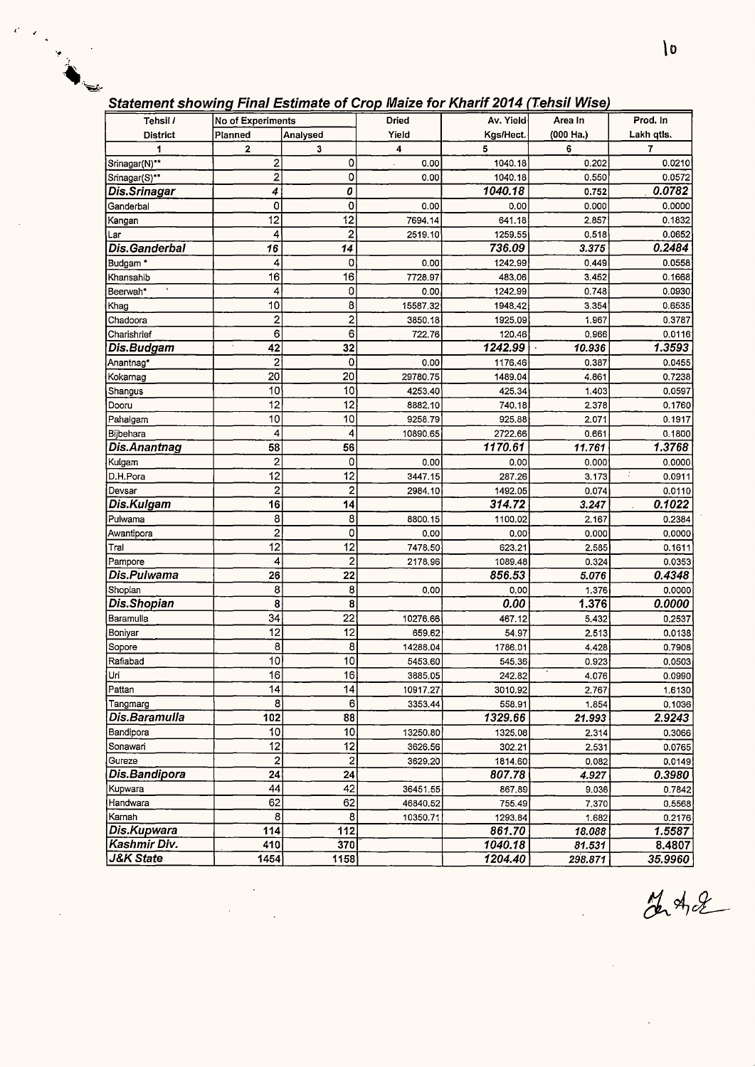## Statement showing Final Estimate of Crop Maize for Kharif 2014 (Tehsil Wise)

| Tehsil / District | No of Experiments | | Dried Yield | Av. Yield Kgs/Hect. | Area In (000 Ha.) | Prod. In Lakh qtls. |
|---|---|---|---|---|---|---|
| | Planned | Analysed | | | | |
| 1 | 2 | 3 | 4 | 5 | 6 | 7 |
| Srinagar(N)** | 2 | 0 | 0.00 | 1040.18 | 0.202 | 0.0210 |
| Srinagar(S)** | 2 | 0 | 0.00 | 1040.18 | 0.550 | 0.0572 |
| ***Dis.Srinagar*** | ***4*** | ***0*** | | ***1040.18*** | 0.752 | ***0.0782*** |
| Ganderbal | 0 | 0 | 0.00 | 0.00 | 0.000 | 0.0000 |
| Kangan | 12 | 12 | 7694.14 | 641.18 | 2.857 | 0.1832 |
| Lar | 4 | 2 | 2519.10 | 1259.55 | 0.518 | 0.0652 |
| ***Dis.Ganderbal*** | ***16*** | ***14*** | | ***736.09*** | ***3.375*** | ***0.2484*** |
| Budgam * | 4 | 0 | 0.00 | 1242.99 | 0.449 | 0.0558 |
| Khansahib | 16 | 16 | 7728.97 | 483.06 | 3.452 | 0.1668 |
| Beerwah* | 4 | 0 | 0.00 | 1242.99 | 0.748 | 0.0930 |
| Khag | 10 | 8 | 15587.32 | 1948.42 | 3.354 | 0.6535 |
| Chadoora | 2 | 2 | 3850.18 | 1925.09 | 1.967 | 0.3787 |
| Charishrief | 6 | 6 | 722.76 | 120.46 | 0.966 | 0.0116 |
| ***Dis.Budgam*** | ***42*** | ***32*** | | ***1242.99*** | ***10.936*** | ***1.3593*** |
| Anantnag* | 2 | 0 | 0.00 | 1176.46 | 0.387 | 0.0455 |
| Kokarnag | 20 | 20 | 29780.75 | 1489.04 | 4.861 | 0.7238 |
| Shangus | 10 | 10 | 4253.40 | 425.34 | 1.403 | 0.0597 |
| Dooru | 12 | 12 | 8882.10 | 740.18 | 2.378 | 0.1760 |
| Pahalgam | 10 | 10 | 9258.79 | 925.88 | 2.071 | 0.1917 |
| Bijbehara | 4 | 4 | 10890.65 | 2722.66 | 0.661 | 0.1800 |
| ***Dis.Anantnag*** | ***58*** | ***56*** | | ***1170.61*** | ***11.761*** | ***1.3768*** |
| Kulgam | 2 | 0 | 0.00 | 0.00 | 0.000 | 0.0000 |
| D.H.Pora | 12 | 12 | 3447.15 | 287.26 | 3.173 | 0.0911 |
| Devsar | 2 | 2 | 2984.10 | 1492.05 | 0.074 | 0.0110 |
| ***Dis.Kulgam*** | ***16*** | ***14*** | | ***314.72*** | ***3.247*** | ***0.1022*** |
| Pulwama | 8 | 8 | 8800.15 | 1100.02 | 2.167 | 0.2384 |
| Awantipora | 2 | 0 | 0.00 | 0.00 | 0.000 | 0.0000 |
| Tral | 12 | 12 | 7478.50 | 623.21 | 2.585 | 0.1611 |
| Pampore | 4 | 2 | 2178.96 | 1089.48 | 0.324 | 0.0353 |
| ***Dis.Pulwama*** | ***26*** | ***22*** | | ***856.53*** | ***5.076*** | ***0.4348*** |
| Shopian | 8 | 8 | 0.00 | 0.00 | 1.376 | 0.0000 |
| ***Dis.Shopian*** | ***8*** | ***8*** | | ***0.00*** | ***1.376*** | ***0.0000*** |
| Baramulla | 34 | 22 | 10276.66 | 467.12 | 5.432 | 0.2537 |
| Boniyar | 12 | 12 | 659.62 | 54.97 | 2.513 | 0.0138 |
| Sopore | 8 | 8 | 14288.04 | 1786.01 | 4.428 | 0.7908 |
| Rafiabad | 10 | 10 | 5453.60 | 545.36 | 0.923 | 0.0503 |
| Uri | 16 | 16 | 3885.05 | 242.82 | 4.076 | 0.0990 |
| Pattan | 14 | 14 | 10917.27 | 3010.92 | 2.767 | 1.6130 |
| Tangmarg | 8 | 6 | 3353.44 | 558.91 | 1.854 | 0.1036 |
| ***Dis.Baramulla*** | ***102*** | ***88*** | | ***1329.66*** | ***21.993*** | ***2.9243*** |
| Bandipora | 10 | 10 | 13250.80 | 1325.08 | 2.314 | 0.3066 |
| Sonawari | 12 | 12 | 3626.56 | 302.21 | 2.531 | 0.0765 |
| Gureze | 2 | 2 | 3629.20 | 1814.60 | 0.082 | 0.0149 |
| ***Dis.Bandipora*** | ***24*** | ***24*** | | ***807.78*** | ***4.927*** | ***0.3980*** |
| Kupwara | 44 | 42 | 36451.55 | 867.89 | 9.036 | 0.7842 |
| Handwara | 62 | 62 | 46840.52 | 755.49 | 7.370 | 0.5568 |
| Karnah | 8 | 8 | 10350.71 | 1293.84 | 1.682 | 0.2176 |
| ***Dis.Kupwara*** | ***114*** | ***112*** | | ***861.70*** | ***18.088*** | ***1.5587*** |
| ***Kashmir Div.*** | ***410*** | ***370*** | | ***1040.18*** | ***81.531*** | ***8.4807*** |
| ***J&K State*** | ***1454*** | ***1158*** | | ***1204.40*** | ***298.871*** | ***35.9960*** |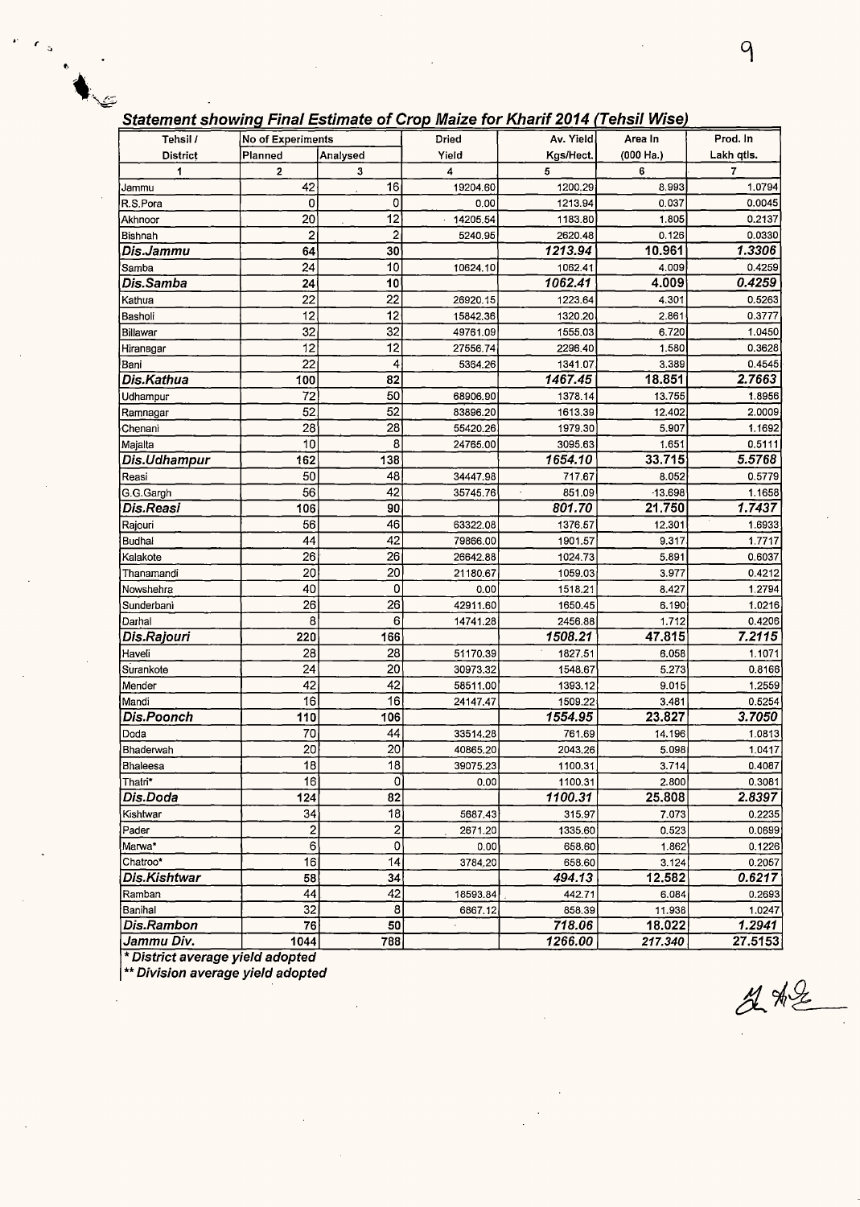## Statement showing Final Estimate of Crop Maize for Kharif 2014 (Tehsil Wise)

| Tehsil / District | No of Experiments | | Dried | Av. Yield | Area In | Prod. In |
|---|---|---|---|---|---|---|
| | Planned | Analysed | Yield | Kgs/Hect. | (000 Ha.) | Lakh qtls. |
| 1 | 2 | 3 | 4 | 5 | 6 | 7 |
| Jammu | 42 | 16 | 19204.60 | 1200.29 | 8.993 | 1.0794 |
| R.S.Pora | 0 | 0 | 0.00 | 1213.94 | 0.037 | 0.0045 |
| Akhnoor | 20 | 12 | 14205.54 | 1183.80 | 1.805 | 0.2137 |
| Bishnah | 2 | 2 | 5240.95 | 2620.48 | 0.126 | 0.0330 |
| ***Dis.Jammu*** | **64** | **30** | | ***1213.94*** | **10.961** | ***1.3306*** |
| Samba | 24 | 10 | 10624.10 | 1062.41 | 4.009 | 0.4259 |
| ***Dis.Samba*** | **24** | **10** | | ***1062.41*** | **4.009** | ***0.4259*** |
| Kathua | 22 | 22 | 26920.15 | 1223.64 | 4.301 | 0.5263 |
| Basholi | 12 | 12 | 15842.36 | 1320.20 | 2.861 | 0.3777 |
| Billawar | 32 | 32 | 49761.09 | 1555.03 | 6.720 | 1.0450 |
| Hiranagar | 12 | 12 | 27556.74 | 2296.40 | 1.580 | 0.3628 |
| Bani | 22 | 4 | 5364.26 | 1341.07 | 3.389 | 0.4545 |
| ***Dis.Kathua*** | **100** | **82** | | ***1467.45*** | **18.851** | ***2.7663*** |
| Udhampur | 72 | 50 | 68906.90 | 1378.14 | 13.755 | 1.8956 |
| Ramnagar | 52 | 52 | 83896.20 | 1613.39 | 12.402 | 2.0009 |
| Chenani | 28 | 28 | 55420.26 | 1979.30 | 5.907 | 1.1692 |
| Majalta | 10 | 8 | 24765.00 | 3095.63 | 1.651 | 0.5111 |
| ***Dis.Udhampur*** | **162** | **138** | | ***1654.10*** | **33.715** | ***5.5768*** |
| Reasi | 50 | 48 | 34447.98 | 717.67 | 8.052 | 0.5779 |
| G.G.Gargh | 56 | 42 | 35745.76 | 851.09 | 13.698 | 1.1658 |
| ***Dis.Reasi*** | **106** | **90** | | ***801.70*** | **21.750** | ***1.7437*** |
| Rajouri | 56 | 46 | 63322.08 | 1376.57 | 12.301 | 1.6933 |
| Budhal | 44 | 42 | 79866.00 | 1901.57 | 9.317 | 1.7717 |
| Kalakote | 26 | 26 | 26642.88 | 1024.73 | 5.891 | 0.6037 |
| Thanamandi | 20 | 20 | 21180.67 | 1059.03 | 3.977 | 0.4212 |
| Nowshehra | 40 | 0 | 0.00 | 1518.21 | 8.427 | 1.2794 |
| Sunderbani | 26 | 26 | 42911.60 | 1650.45 | 6.190 | 1.0216 |
| Darhal | 8 | 6 | 14741.28 | 2456.88 | 1.712 | 0.4206 |
| ***Dis.Rajouri*** | **220** | **166** | | ***1508.21*** | **47.815** | ***7.2115*** |
| Haveli | 28 | 28 | 51170.39 | 1827.51 | 6.058 | 1.1071 |
| Surankote | 24 | 20 | 30973.32 | 1548.67 | 5.273 | 0.8166 |
| Mender | 42 | 42 | 58511.00 | 1393.12 | 9.015 | 1.2559 |
| Mandi | 16 | 16 | 24147.47 | 1509.22 | 3.481 | 0.5254 |
| ***Dis.Poonch*** | **110** | **106** | | ***1554.95*** | **23.827** | ***3.7050*** |
| Doda | 70 | 44 | 33514.28 | 761.69 | 14.196 | 1.0813 |
| Bhaderwah | 20 | 20 | 40865.20 | 2043.26 | 5.098 | 1.0417 |
| Bhaleesa | 18 | 18 | 39075.23 | 1100.31 | 3.714 | 0.4087 |
| Thatri* | 16 | 0 | 0.00 | 1100.31 | 2.800 | 0.3081 |
| ***Dis.Doda*** | **124** | **82** | | ***1100.31*** | **25.808** | ***2.8397*** |
| Kishtwar | 34 | 18 | 5687.43 | 315.97 | 7.073 | 0.2235 |
| Pader | 2 | 2 | 2671.20 | 1335.60 | 0.523 | 0.0699 |
| Marwa* | 6 | 0 | 0.00 | 658.60 | 1.862 | 0.1226 |
| Chatroo* | 16 | 14 | 3784.20 | 658.60 | 3.124 | 0.2057 |
| ***Dis.Kishtwar*** | **58** | **34** | | ***494.13*** | **12.582** | ***0.6217*** |
| Ramban | 44 | 42 | 18593.84 | 442.71 | 6.084 | 0.2693 |
| Banihal | 32 | 8 | 6867.12 | 858.39 | 11.938 | 1.0247 |
| ***Dis.Rambon*** | **76** | **50** | | ***718.06*** | **18.022** | ***1.2941*** |
| ***Jammu Div.*** | **1044** | **788** | | ***1266.00*** | ***217.340*** | ***27.5153*** |

*\* District average yield adopted*

*\*\* Division average yield adopted*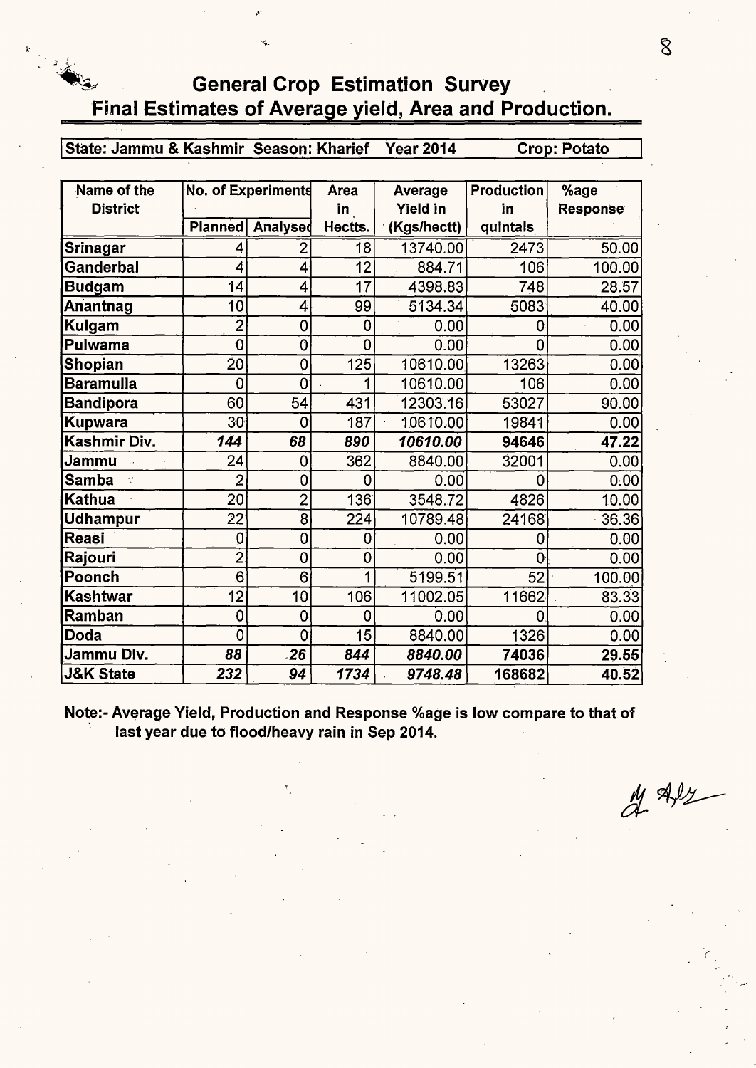# General Crop Estimation Survey

## Final Estimates of Average yield, Area and Production.

**State: Jammu & Kashmir Season: Kharief Year 2014 Crop: Potato**

| Name of the District | No. of Experiments | | Area in Hectts. | Average Yield in (Kgs/hectt) | Production in quintals | %age Response |
|---|---|---|---|---|---|---|
| | Planned | Analysed | | | | |
| **Srinagar** | 4 | 2 | 18 | 13740.00 | 2473 | 50.00 |
| **Ganderbal** | 4 | 4 | 12 | 884.71 | 106 | 100.00 |
| **Budgam** | 14 | 4 | 17 | 4398.83 | 748 | 28.57 |
| **Anantnag** | 10 | 4 | 99 | 5134.34 | 5083 | 40.00 |
| **Kulgam** | 2 | 0 | 0 | 0.00 | 0 | 0.00 |
| **Pulwama** | 0 | 0 | 0 | 0.00 | 0 | 0.00 |
| **Shopian** | 20 | 0 | 125 | 10610.00 | 13263 | 0.00 |
| **Baramulla** | 0 | 0 | 1 | 10610.00 | 106 | 0.00 |
| **Bandipora** | 60 | 54 | 431 | 12303.16 | 53027 | 90.00 |
| **Kupwara** | 30 | 0 | 187 | 10610.00 | 19841 | 0.00 |
| **Kashmir Div.** | ***144*** | ***68*** | ***890*** | ***10610.00*** | **94646** | **47.22** |
| **Jammu** | 24 | 0 | 362 | 8840.00 | 32001 | 0.00 |
| **Samba** | 2 | 0 | 0 | 0.00 | 0 | 0.00 |
| **Kathua** | 20 | 2 | 136 | 3548.72 | 4826 | 10.00 |
| **Udhampur** | 22 | 8 | 224 | 10789.48 | 24168 | 36.36 |
| **Reasi** | 0 | 0 | 0 | 0.00 | 0 | 0.00 |
| **Rajouri** | 2 | 0 | 0 | 0.00 | 0 | 0.00 |
| **Poonch** | 6 | 6 | 1 | 5199.51 | 52 | 100.00 |
| **Kashtwar** | 12 | 10 | 106 | 11002.05 | 11662 | 83.33 |
| **Ramban** | 0 | 0 | 0 | 0.00 | 0 | 0.00 |
| **Doda** | 0 | 0 | 15 | 8840.00 | 1326 | 0.00 |
| **Jammu Div.** | ***88*** | ***26*** | ***844*** | ***8840.00*** | **74036** | **29.55** |
| **J&K State** | ***232*** | ***94*** | ***1734*** | ***9748.48*** | **168682** | **40.52** |

**Note:- Average Yield, Production and Response %age is low compare to that of last year due to flood/heavy rain in Sep 2014.**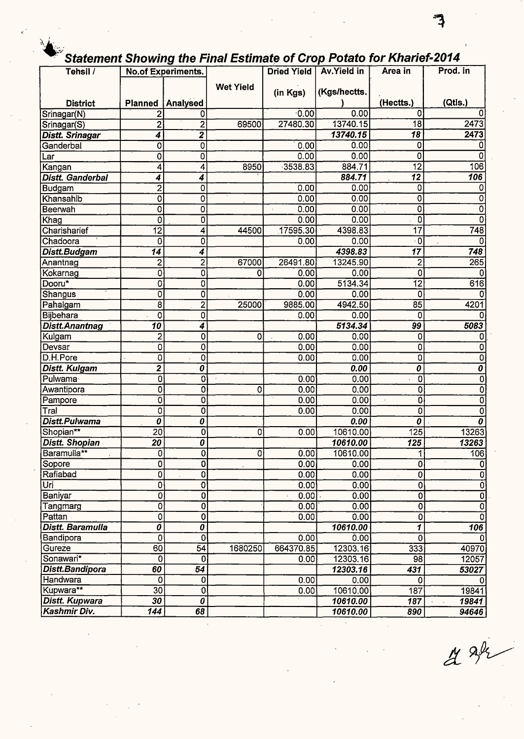# Statement Showing the Final Estimate of Crop Potato for Kharief-2014

| Tehsil / District | No.of Experiments. Planned | Analysed | Wet Yield | Dried Yield (in Kgs) | Av.Yield in (Kgs/hectts.) | Area in (Hectts.) | Prod. in (Qtls.) |
|---|---|---|---|---|---|---|---|
| Srinagar(N) | 2 | 0 | | 0.00 | 0.00 | 0 | 0 |
| Srinagar(S) | 2 | 2 | 69500 | 27480.30 | 13740.15 | 18 | 2473 |
| ***Distt. Srinagar*** | ***4*** | ***2*** | | | ***13740.15*** | ***18*** | ***2473*** |
| Ganderbal | 0 | 0 | | 0.00 | 0.00 | 0 | 0 |
| Lar | 0 | 0 | | 0.00 | 0.00 | 0 | 0 |
| Kangan | 4 | 4 | 8950 | 3538.83 | 884.71 | 12 | 106 |
| ***Distt. Ganderbal*** | ***4*** | ***4*** | | | ***884.71*** | ***12*** | ***106*** |
| Budgam | 2 | 0 | | 0.00 | 0.00 | 0 | 0 |
| Khansahib | 0 | 0 | | 0.00 | 0.00 | 0 | 0 |
| Beerwah | 0 | 0 | | 0.00 | 0.00 | 0 | 0 |
| Khag | 0 | 0 | | 0.00 | 0.00 | 0 | 0 |
| Charisharief | 12 | 4 | 44500 | 17595.30 | 4398.83 | 17 | 748 |
| Chadoora | 0 | 0 | | 0.00 | 0.00 | 0 | 0 |
| ***Distt.Budgam*** | ***14*** | ***4*** | | | ***4398.83*** | ***17*** | ***748*** |
| Anantnag | 2 | 2 | 67000 | 26491.80 | 13245.90 | 2 | 265 |
| Kokarnag | 0 | 0 | 0 | 0.00 | 0.00 | 0 | 0 |
| Dooru* | 0 | 0 | | 0.00 | 5134.34 | 12 | 616 |
| Shangus | 0 | 0 | | 0.00 | 0.00 | 0 | 0 |
| Pahalgam | 8 | 2 | 25000 | 9885.00 | 4942.50 | 85 | 4201 |
| Bijbehara | 0 | 0 | | 0.00 | 0.00 | 0 | 0 |
| ***Distt.Anantnag*** | ***10*** | ***4*** | | | ***5134.34*** | ***99*** | ***5083*** |
| Kulgam | 2 | 0 | 0 | 0.00 | 0.00 | 0 | 0 |
| Devsar | 0 | 0 | | 0.00 | 0.00 | 0 | 0 |
| D.H.Pore | 0 | 0 | | 0.00 | 0.00 | 0 | 0 |
| ***Distt. Kulgam*** | ***2*** | ***0*** | | | ***0.00*** | ***0*** | ***0*** |
| Pulwama | 0 | 0 | | 0.00 | 0.00 | 0 | 0 |
| Awantipora | 0 | 0 | 0 | 0.00 | 0.00 | 0 | 0 |
| Pampore | 0 | 0 | | 0.00 | 0.00 | 0 | 0 |
| Tral | 0 | 0 | | 0.00 | 0.00 | 0 | 0 |
| ***Distt.Pulwama*** | ***0*** | ***0*** | | | ***0.00*** | ***0*** | ***0*** |
| Shopian** | 20 | 0 | 0 | 0.00 | 10610.00 | 125 | 13263 |
| ***Distt. Shopian*** | ***20*** | ***0*** | | | ***10610.00*** | ***125*** | ***13263*** |
| Baramulla** | 0 | 0 | 0 | 0.00 | 10610.00 | 1 | 106 |
| Sopore | 0 | 0 | | 0.00 | 0.00 | 0 | 0 |
| Rafiabad | 0 | 0 | | 0.00 | 0.00 | 0 | 0 |
| Uri | 0 | 0 | | 0.00 | 0.00 | 0 | 0 |
| Baniyar | 0 | 0 | | 0.00 | 0.00 | 0 | 0 |
| Tangmarg | 0 | 0 | | 0.00 | 0.00 | 0 | 0 |
| Pattan | 0 | 0 | | 0.00 | 0.00 | 0 | 0 |
| ***Distt. Baramulla*** | ***0*** | ***0*** | | | ***10610.00*** | ***1*** | ***106*** |
| Bandipora | 0 | 0 | | 0.00 | 0.00 | 0 | 0 |
| Gureze | 60 | 54 | 1680250 | 664370.85 | 12303.16 | 333 | 40970 |
| Sonawari* | 0 | 0 | | 0.00 | 12303.16 | 98 | 12057 |
| ***Distt.Bandipora*** | ***60*** | ***54*** | | | ***12303.16*** | ***431*** | ***53027*** |
| Handwara | 0 | 0 | | 0.00 | 0.00 | 0 | 0 |
| Kupwara** | 30 | 0 | | 0.00 | 10610.00 | 187 | 19841 |
| ***Distt. Kupwara*** | ***30*** | ***0*** | | | ***10610.00*** | ***187*** | ***19841*** |
| ***Kashmir Div.*** | ***144*** | ***68*** | | | ***10610.00*** | ***890*** | ***94646*** |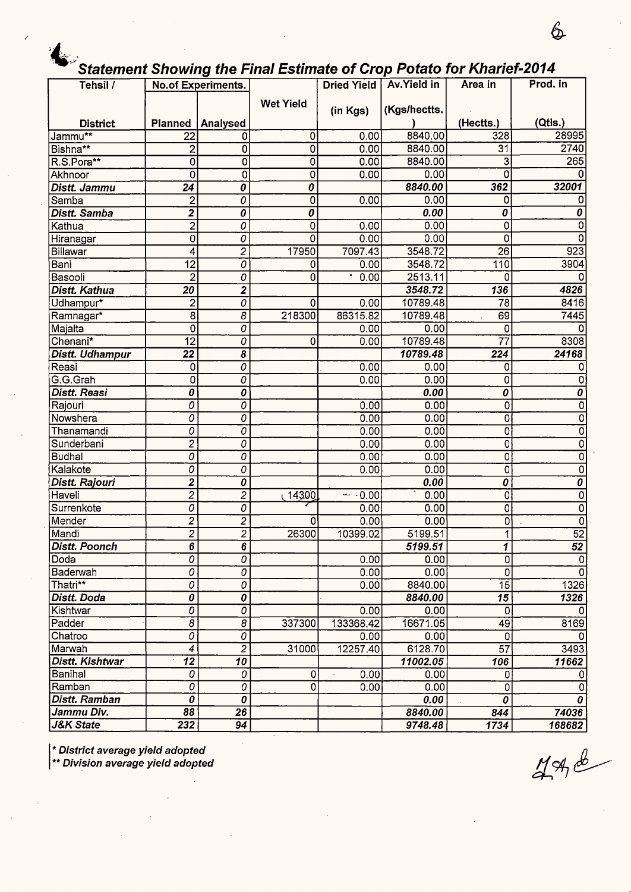## Statement Showing the Final Estimate of Crop Potato for Kharief-2014

| Tehsil / District | No.of Experiments. Planned | Analysed | Wet Yield | Dried Yield (in Kgs) | Av.Yield in (Kgs/hectts.) | Area in (Hectts.) | Prod. in (Qtls.) |
|---|---|---|---|---|---|---|---|
| Jammu** | 22 | 0 | 0 | 0.00 | 8840.00 | 328 | 28995 |
| Bishna** | 2 | 0 | 0 | 0.00 | 8840.00 | 31 | 2740 |
| R.S.Pora** | 0 | 0 | 0 | 0.00 | 8840.00 | 3 | 265 |
| Akhnoor | 0 | 0 | 0 | 0.00 | 0.00 | 0 | 0 |
| ***Distt. Jammu*** | ***24*** | ***0*** | ***0*** | | ***8840.00*** | ***362*** | ***32001*** |
| Samba | 2 | 0 | 0 | 0.00 | 0.00 | 0 | 0 |
| ***Distt. Samba*** | ***2*** | ***0*** | ***0*** | | ***0.00*** | ***0*** | ***0*** |
| Kathua | 2 | 0 | 0 | 0.00 | 0.00 | 0 | 0 |
| Hiranagar | 0 | 0 | 0 | 0.00 | 0.00 | 0 | 0 |
| Billawar | 4 | 2 | 17950 | 7097.43 | 3548.72 | 26 | 923 |
| Bani | 12 | 0 | 0 | 0.00 | 3548.72 | 110 | 3904 |
| Basooli | 2 | 0 | 0 | 0.00 | 2513.11 | 0 | 0 |
| ***Distt. Kathua*** | ***20*** | ***2*** | | | ***3548.72*** | ***136*** | ***4826*** |
| Udhampur* | 2 | 0 | 0 | 0.00 | 10789.48 | 78 | 8416 |
| Ramnagar* | 8 | 8 | 218300 | 86315.82 | 10789.48 | 69 | 7445 |
| Majalta | 0 | 0 | | 0.00 | 0.00 | 0 | 0 |
| Chenani* | 12 | 0 | 0 | 0.00 | 10789.48 | 77 | 8308 |
| ***Distt. Udhampur*** | ***22*** | ***8*** | | | ***10789.48*** | ***224*** | ***24168*** |
| Reasi | 0 | 0 | | 0.00 | 0.00 | 0 | 0 |
| G.G.Grah | 0 | 0 | | 0.00 | 0.00 | 0 | 0 |
| ***Distt. Reasi*** | ***0*** | ***0*** | | | ***0.00*** | ***0*** | ***0*** |
| Rajouri | 0 | 0 | | 0.00 | 0.00 | 0 | 0 |
| Nowshera | 0 | 0 | | 0.00 | 0.00 | 0 | 0 |
| Thanamandi | 0 | 0 | | 0.00 | 0.00 | 0 | 0 |
| Sunderbani | 2 | 0 | | 0.00 | 0.00 | 0 | 0 |
| Budhal | 0 | 0 | | 0.00 | 0.00 | 0 | 0 |
| Kalakote | 0 | 0 | | 0.00 | 0.00 | 0 | 0 |
| ***Distt. Rajouri*** | ***2*** | ***0*** | | | ***0.00*** | ***0*** | ***0*** |
| Haveli | 2 | 2 | 14300 | 0.00 | 0.00 | 0 | 0 |
| Surrenkote | 0 | 0 | | 0.00 | 0.00 | 0 | 0 |
| Mender | 2 | 2 | 0 | 0.00 | 0.00 | 0 | 0 |
| Mandi | 2 | 2 | 26300 | 10399.02 | 5199.51 | 1 | 52 |
| ***Distt. Poonch*** | ***6*** | ***6*** | | | ***5199.51*** | ***1*** | ***52*** |
| Doda | 0 | 0 | | 0.00 | 0.00 | 0 | 0 |
| Baderwah | 0 | 0 | | 0.00 | 0.00 | 0 | 0 |
| Thatri** | 0 | 0 | | 0.00 | 8840.00 | 15 | 1326 |
| ***Distt. Doda*** | ***0*** | ***0*** | | | ***8840.00*** | ***15*** | ***1326*** |
| Kishtwar | 0 | 0 | | 0.00 | 0.00 | 0 | 0 |
| Padder | 8 | 8 | 337300 | 133368.42 | 16671.05 | 49 | 8169 |
| Chatroo | 0 | 0 | | 0.00 | 0.00 | 0 | 0 |
| Marwah | 4 | 2 | 31000 | 12257.40 | 6128.70 | 57 | 3493 |
| ***Distt. Kishtwar*** | ***12*** | ***10*** | | | ***11002.05*** | ***106*** | ***11662*** |
| Banihal | 0 | 0 | 0 | 0.00 | 0.00 | 0 | 0 |
| Ramban | 0 | 0 | 0 | 0.00 | 0.00 | 0 | 0 |
| ***Distt. Ramban*** | ***0*** | ***0*** | | | ***0.00*** | ***0*** | ***0*** |
| ***Jammu Div.*** | ***88*** | ***26*** | | | ***8840.00*** | ***844*** | ***74036*** |
| ***J&K State*** | ***232*** | ***94*** | | | ***9748.48*** | ***1734*** | ***168682*** |

*\* District average yield adopted*

*\*\* Division average yield adopted*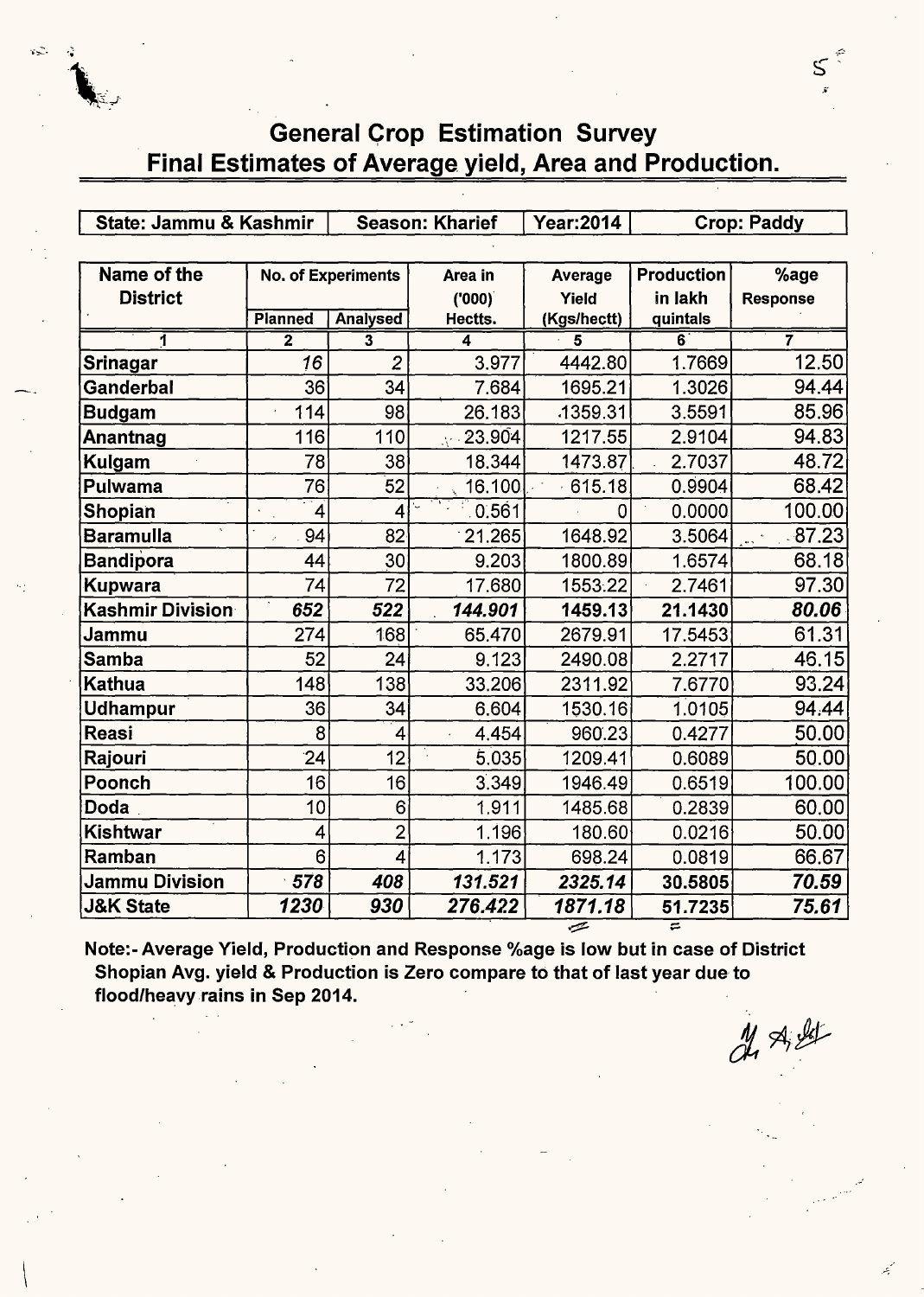## General Crop Estimation Survey
## Final Estimates of Average yield, Area and Production.

| State: Jammu & Kashmir | Season: Kharief | Year:2014 | Crop: Paddy |
|---|---|---|---|

| Name of the District | No. of Experiments | | Area in ('000) Hectts. | Average Yield (Kgs/hectt) | Production in lakh quintals | %age Response |
|---|---|---|---|---|---|---|
| | Planned | Analysed | | | | |
| 1 | 2 | 3 | 4 | 5 | 6 | 7 |
| **Srinagar** | *16* | 2 | 3.977 | 4442.80 | 1.7669 | 12.50 |
| **Ganderbal** | 36 | 34 | 7.684 | 1695.21 | 1.3026 | 94.44 |
| **Budgam** | 114 | 98 | 26.183 | 1359.31 | 3.5591 | 85.96 |
| **Anantnag** | 116 | 110 | 23.904 | 1217.55 | 2.9104 | 94.83 |
| **Kulgam** | 78 | 38 | 18.344 | 1473.87 | 2.7037 | 48.72 |
| **Pulwama** | 76 | 52 | 16.100 | 615.18 | 0.9904 | 68.42 |
| **Shopian** | 4 | 4 | 0.561 | 0 | 0.0000 | 100.00 |
| **Baramulla** | 94 | 82 | 21.265 | 1648.92 | 3.5064 | 87.23 |
| **Bandipora** | 44 | 30 | 9.203 | 1800.89 | 1.6574 | 68.18 |
| **Kupwara** | 74 | 72 | 17.680 | 1553.22 | 2.7461 | 97.30 |
| **Kashmir Division** | ***652*** | ***522*** | ***144.901*** | **1459.13** | **21.1430** | ***80.06*** |
| **Jammu** | 274 | 168 | 65.470 | 2679.91 | 17.5453 | 61.31 |
| **Samba** | 52 | 24 | 9.123 | 2490.08 | 2.2717 | 46.15 |
| **Kathua** | 148 | 138 | 33.206 | 2311.92 | 7.6770 | 93.24 |
| **Udhampur** | 36 | 34 | 6.604 | 1530.16 | 1.0105 | 94.44 |
| **Reasi** | 8 | 4 | 4.454 | 960.23 | 0.4277 | 50.00 |
| **Rajouri** | 24 | 12 | 5.035 | 1209.41 | 0.6089 | 50.00 |
| **Poonch** | 16 | 16 | 3.349 | 1946.49 | 0.6519 | 100.00 |
| **Doda** | 10 | 6 | 1.911 | 1485.68 | 0.2839 | 60.00 |
| **Kishtwar** | 4 | 2 | 1.196 | 180.60 | 0.0216 | 50.00 |
| **Ramban** | 6 | 4 | 1.173 | 698.24 | 0.0819 | 66.67 |
| **Jammu Division** | ***578*** | ***408*** | ***131.521*** | ***2325.14*** | **30.5805** | ***70.59*** |
| **J&K State** | ***1230*** | ***930*** | ***276.422*** | ***1871.18*** | **51.7235** | ***75.61*** |

**Note:- Average Yield, Production and Response %age is low but in case of District Shopian Avg. yield & Production is Zero compare to that of last year due to flood/heavy rains in Sep 2014.**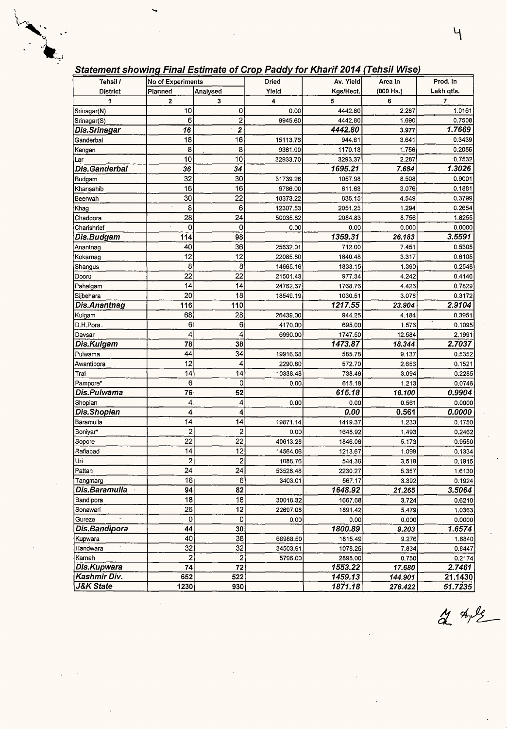## Statement showing Final Estimate of Crop Paddy for Kharif 2014 (Tehsil Wise)

| Tehsil / District | No of Experiments | | Dried Yield | Av. Yield Kgs/Hect. | Area In (000 Ha.) | Prod. In Lakh qtls. |
|---|---|---|---|---|---|---|
| | Planned | Analysed | | | | |
| 1 | 2 | 3 | 4 | 5 | 6 | 7 |
| Srinagar(N) | 10 | 0 | 0.00 | 4442.80 | 2.287 | 1.0161 |
| Srinagar(S) | 6 | 2 | 9945.60 | 4442.80 | 1.690 | 0.7508 |
| ***Dis.Srinagar*** | ***16*** | ***2*** | | ***4442.80*** | ***3.977*** | ***1.7669*** |
| Ganderbal | 18 | 16 | 15113.76 | 944.61 | 3.641 | 0.3439 |
| Kangan | 8 | 8 | 9361.00 | 1170.13 | 1.756 | 0.2055 |
| Lar | 10 | 10 | 32933.70 | 3293.37 | 2.287 | 0.7532 |
| ***Dis.Ganderbal*** | ***36*** | ***34*** | | ***1695.21*** | ***7.684*** | ***1.3026*** |
| Budgam | 32 | 30 | 31739.26 | 1057.98 | 8.508 | 0.9001 |
| Khansahib | 16 | 16 | 9786.00 | 611.63 | 3.076 | 0.1881 |
| Beerwah | 30 | 22 | 18373.22 | 835.15 | 4.549 | 0.3799 |
| Khag | 8 | 6 | 12307.53 | 2051.25 | 1.294 | 0.2654 |
| Chadoora | 28 | 24 | 50035.82 | 2084.83 | 8.756 | 1.8255 |
| Charishrief | 0 | 0 | 0.00 | 0.00 | 0.000 | 0.0000 |
| ***Dis.Budgam*** | ***114*** | ***98*** | | ***1359.31*** | ***26.183*** | ***3.5591*** |
| Anantnag | 40 | 36 | 25632.01 | 712.00 | 7.451 | 0.5305 |
| Kokarnag | 12 | 12 | 22085.80 | 1840.48 | 3.317 | 0.6105 |
| Shangus | 8 | 8 | 14665.16 | 1833.15 | 1.390 | 0.2548 |
| Dooru | 22 | 22 | 21501.43 | 977.34 | 4.242 | 0.4146 |
| Pahalgam | 14 | 14 | 24762.67 | 1768.76 | 4.426 | 0.7829 |
| Bijbehara | 20 | 18 | 18549.19 | 1030.51 | 3.078 | 0.3172 |
| ***Dis.Anantnag*** | ***116*** | ***110*** | | ***1217.55*** | ***23.904*** | ***2.9104*** |
| Kulgam | 68 | 28 | 26439.00 | 944.25 | 4.184 | 0.3951 |
| D.H.Pora | 6 | 6 | 4170.00 | 695.00 | 1.576 | 0.1095 |
| Devsar | 4 | 4 | 6990.00 | 1747.50 | 12.584 | 2.1991 |
| ***Dis.Kulgam*** | ***78*** | ***38*** | | ***1473.87*** | ***18.344*** | ***2.7037*** |
| Pulwama | 44 | 34 | 19916.68 | 585.78 | 9.137 | 0.5352 |
| Awantipora | 12 | 4 | 2290.80 | 572.70 | 2.656 | 0.1521 |
| Tral | 14 | 14 | 10338.48 | 738.46 | 3.094 | 0.2285 |
| Pampore* | 6 | 0 | 0.00 | 615.18 | 1.213 | 0.0746 |
| ***Dis.Pulwama*** | ***76*** | ***52*** | | ***615.18*** | ***16.100*** | ***0.9904*** |
| Shopian | 4 | 4 | 0.00 | 0.00 | 0.561 | 0.0000 |
| ***Dis.Shopian*** | ***4*** | ***4*** | | ***0.00*** | ***0.561*** | ***0.0000*** |
| Baramulla | 14 | 14 | 19871.14 | 1419.37 | 1.233 | 0.1750 |
| Boniyar* | 2 | 2 | 0.00 | 1648.92 | 1.493 | 0.2462 |
| Sopore | 22 | 22 | 40613.28 | 1846.06 | 5.173 | 0.9550 |
| Rafiabad | 14 | 12 | 14564.06 | 1213.67 | 1.099 | 0.1334 |
| Uri | 2 | 2 | 1088.76 | 544.38 | 3.518 | 0.1915 |
| Pattan | 24 | 24 | 53526.48 | 2230.27 | 5.357 | 1.6130 |
| Tangmarg | 16 | 6 | 3403.01 | 567.17 | 3.392 | 0.1924 |
| ***Dis.Baramulla*** | ***94*** | ***82*** | | ***1648.92*** | ***21.265*** | ***3.5064*** |
| Bandipora | 18 | 18 | 30018.32 | 1667.68 | 3.724 | 0.6210 |
| Sonawari | 26 | 12 | 22697.08 | 1891.42 | 5.479 | 1.0363 |
| Gureze | 0 | 0 | 0.00 | 0.00 | 0.000 | 0.0000 |
| ***Dis.Bandipora*** | ***44*** | ***30*** | | ***1800.89*** | ***9.203*** | ***1.6574*** |
| Kupwara | 40 | 38 | 68988.50 | 1815.49 | 9.276 | 1.6840 |
| Handwara | 32 | 32 | 34503.91 | 1078.25 | 7.834 | 0.8447 |
| Karnah | 2 | 2 | 5796.00 | 2898.00 | 0.750 | 0.2174 |
| ***Dis.Kupwara*** | ***74*** | ***72*** | | ***1553.22*** | ***17.680*** | ***2.7461*** |
| ***Kashmir Div.*** | ***652*** | ***522*** | | ***1459.13*** | ***144.901*** | ***21.1430*** |
| ***J&K State*** | ***1230*** | ***930*** | | ***1871.18*** | ***276.422*** | ***51.7235*** |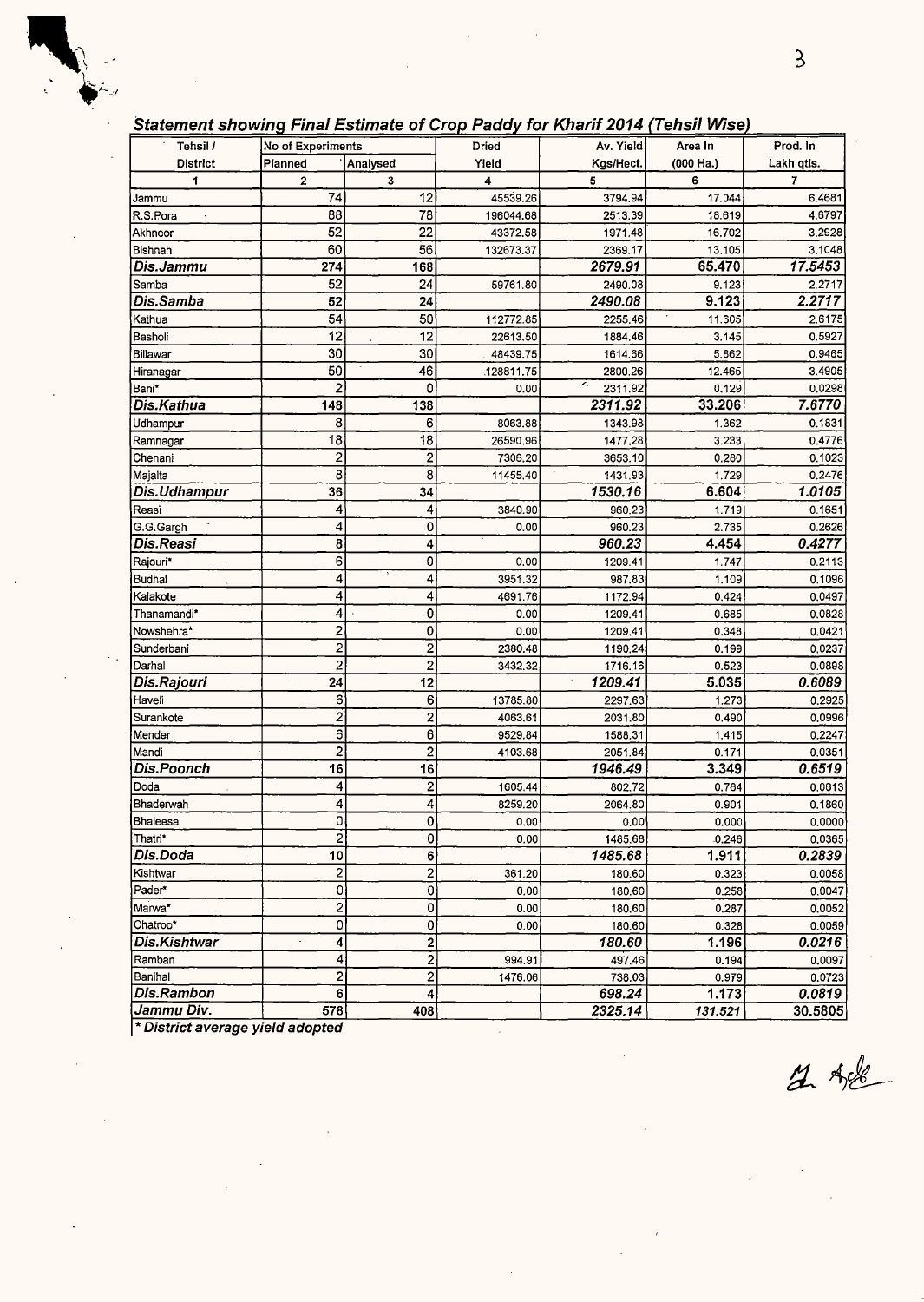## *Statement showing Final Estimate of Crop Paddy for Kharif 2014 (Tehsil Wise)*

| Tehsil / District | No of Experiments Planned | Analysed | Dried Yield | Av. Yield Kgs/Hect. | Area In (000 Ha.) | Prod. In Lakh qtls. |
|---|---|---|---|---|---|---|
| 1 | 2 | 3 | 4 | 5 | 6 | 7 |
| Jammu | 74 | 12 | 45539.26 | 3794.94 | 17.044 | 6.4681 |
| R.S.Pora | 88 | 78 | 196044.68 | 2513.39 | 18.619 | 4.6797 |
| Akhnoor | 52 | 22 | 43372.58 | 1971.48 | 16.702 | 3.2928 |
| Bishnah | 60 | 56 | 132673.37 | 2369.17 | 13.105 | 3.1048 |
| ***Dis.Jammu*** | **274** | **168** | | ***2679.91*** | **65.470** | ***17.5453*** |
| Samba | 52 | 24 | 59761.80 | 2490.08 | 9.123 | 2.2717 |
| ***Dis.Samba*** | **52** | **24** | | ***2490.08*** | **9.123** | ***2.2717*** |
| Kathua | 54 | 50 | 112772.85 | 2255.46 | 11.605 | 2.6175 |
| Basholi | 12 | 12 | 22613.50 | 1884.46 | 3.145 | 0.5927 |
| Billawar | 30 | 30 | 48439.75 | 1614.66 | 5.862 | 0.9465 |
| Hiranagar | 50 | 46 | 128811.75 | 2800.26 | 12.465 | 3.4905 |
| Bani* | 2 | 0 | 0.00 | 2311.92 | 0.129 | 0.0298 |
| ***Dis.Kathua*** | **148** | **138** | | ***2311.92*** | **33.206** | ***7.6770*** |
| Udhampur | 8 | 6 | 8063.88 | 1343.98 | 1.362 | 0.1831 |
| Ramnagar | 18 | 18 | 26590.96 | 1477.28 | 3.233 | 0.4776 |
| Chenani | 2 | 2 | 7306.20 | 3653.10 | 0.280 | 0.1023 |
| Majalta | 8 | 8 | 11455.40 | 1431.93 | 1.729 | 0.2476 |
| ***Dis.Udhampur*** | **36** | **34** | | ***1530.16*** | **6.604** | ***1.0105*** |
| Reasi | 4 | 4 | 3840.90 | 960.23 | 1.719 | 0.1651 |
| G.G.Gargh | 4 | 0 | 0.00 | 960.23 | 2.735 | 0.2626 |
| ***Dis.Reasi*** | **8** | **4** | | ***960.23*** | **4.454** | ***0.4277*** |
| Rajouri* | 6 | 0 | 0.00 | 1209.41 | 1.747 | 0.2113 |
| Budhal | 4 | 4 | 3951.32 | 987.83 | 1.109 | 0.1096 |
| Kalakote | 4 | 4 | 4691.76 | 1172.94 | 0.424 | 0.0497 |
| Thanamandi* | 4 | 0 | 0.00 | 1209.41 | 0.685 | 0.0828 |
| Nowshehra* | 2 | 0 | 0.00 | 1209.41 | 0.348 | 0.0421 |
| Sunderbani | 2 | 2 | 2380.48 | 1190.24 | 0.199 | 0.0237 |
| Darhal | 2 | 2 | 3432.32 | 1716.16 | 0.523 | 0.0898 |
| ***Dis.Rajouri*** | **24** | **12** | | ***1209.41*** | **5.035** | ***0.6089*** |
| Haveli | 6 | 6 | 13785.80 | 2297.63 | 1.273 | 0.2925 |
| Surankote | 2 | 2 | 4063.61 | 2031.80 | 0.490 | 0.0996 |
| Mender | 6 | 6 | 9529.84 | 1588.31 | 1.415 | 0.2247 |
| Mandi | 2 | 2 | 4103.68 | 2051.84 | 0.171 | 0.0351 |
| ***Dis.Poonch*** | **16** | **16** | | ***1946.49*** | **3.349** | ***0.6519*** |
| Doda | 4 | 2 | 1605.44 | 802.72 | 0.764 | 0.0613 |
| Bhaderwah | 4 | 4 | 8259.20 | 2064.80 | 0.901 | 0.1860 |
| Bhaleesa | 0 | 0 | 0.00 | 0.00 | 0.000 | 0.0000 |
| Thatri* | 2 | 0 | 0.00 | 1485.68 | 0.246 | 0.0365 |
| ***Dis.Doda*** | **10** | **6** | | ***1485.68*** | **1.911** | ***0.2839*** |
| Kishtwar | 2 | 2 | 361.20 | 180.60 | 0.323 | 0.0058 |
| Pader* | 0 | 0 | 0.00 | 180.60 | 0.258 | 0.0047 |
| Marwa* | 2 | 0 | 0.00 | 180.60 | 0.287 | 0.0052 |
| Chatroo* | 0 | 0 | 0.00 | 180.60 | 0.328 | 0.0059 |
| ***Dis.Kishtwar*** | **4** | **2** | | ***180.60*** | **1.196** | ***0.0216*** |
| Ramban | 4 | 2 | 994.91 | 497.46 | 0.194 | 0.0097 |
| Banihal | 2 | 2 | 1476.06 | 738.03 | 0.979 | 0.0723 |
| ***Dis.Rambon*** | **6** | **4** | | ***698.24*** | **1.173** | ***0.0819*** |
| ***Jammu Div.*** | **578** | **408** | | ***2325.14*** | ***131.521*** | **30.5805** |

***\* District average yield adopted***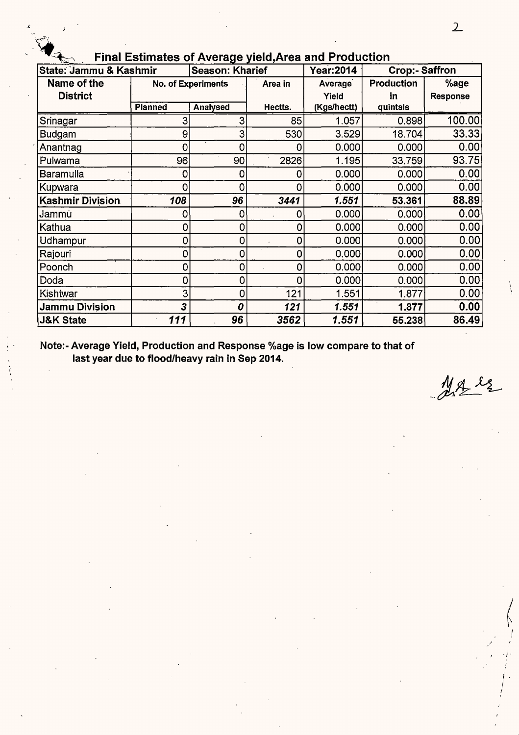## Final Estimates of Average yield,Area and Production

| State: Jammu & Kashmir | | Season: Kharief | | Year:2014 | Crop:- Saffron | |
|---|---|---|---|---|---|---|
| Name of the District | No. of Experiments | | Area in | Average Yield | Production in | %age Response |
| | Planned | Analysed | Hectts. | (Kgs/hectt) | quintals | |
| Srinagar | 3 | 3 | 85 | 1.057 | 0.898 | 100.00 |
| Budgam | 9 | 3 | 530 | 3.529 | 18.704 | 33.33 |
| Anantnag | 0 | 0 | 0 | 0.000 | 0.000 | 0.00 |
| Pulwama | 96 | 90 | 2826 | 1.195 | 33.759 | 93.75 |
| Baramulla | 0 | 0 | 0 | 0.000 | 0.000 | 0.00 |
| Kupwara | 0 | 0 | 0 | 0.000 | 0.000 | 0.00 |
| **Kashmir Division** | ***108*** | ***96*** | ***3441*** | ***1.551*** | **53.361** | **88.89** |
| Jammu | 0 | 0 | 0 | 0.000 | 0.000 | 0.00 |
| Kathua | 0 | 0 | 0 | 0.000 | 0.000 | 0.00 |
| Udhampur | 0 | 0 | 0 | 0.000 | 0.000 | 0.00 |
| Rajouri | 0 | 0 | 0 | 0.000 | 0.000 | 0.00 |
| Poonch | 0 | 0 | 0 | 0.000 | 0.000 | 0.00 |
| Doda | 0 | 0 | 0 | 0.000 | 0.000 | 0.00 |
| Kishtwar | 3 | 0 | 121 | 1.551 | 1.877 | 0.00 |
| **Jammu Division** | ***3*** | ***0*** | ***121*** | ***1.551*** | **1.877** | **0.00** |
| **J&K State** | ***111*** | ***96*** | ***3562*** | ***1.551*** | **55.238** | **86.49** |

**Note:- Average Yield, Production and Response %age is low compare to that of last year due to flood/heavy rain in Sep 2014.**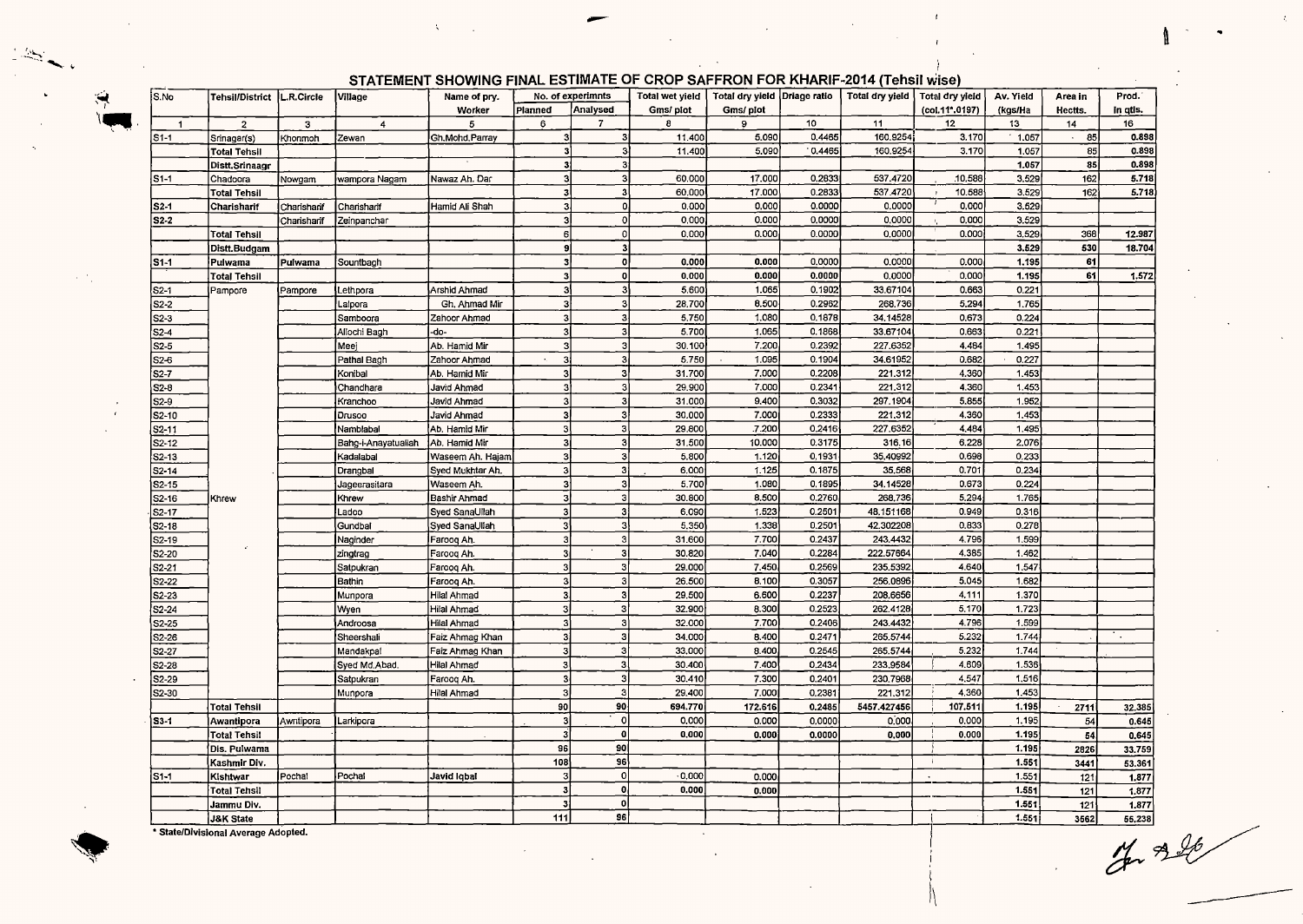## STATEMENT SHOWING FINAL ESTIMATE OF CROP SAFFRON FOR KHARIF-2014 (Tehsil wise)

| S.No | Tehsil/District | L.R.Circle | Village | Name of pry. Worker | No. of experimnts | | Total wet yield Gms/ plot | Total dry yield Gms/ plot | Driage ratio | Total dry yield | Total dry yield (col.11*.0197) | Av. Yield (kgs/Ha | Area in Hectts. | Prod. in qtls. |
|---|---|---|---|---|---|---|---|---|---|---|---|---|---|---|
| | | | | | Planned | Analysed | | | | | | | | |
| 1 | 2 | 3 | 4 | 5 | 6 | 7 | 8 | 9 | 10 | 11 | 12 | 13 | 14 | 16 |
| S1-1 | Srinagar(s) | Khonmoh | Zewan | Gh.Mohd.Parray | 3 | 3 | 11.400 | 5.090 | 0.4465 | 160.9254 | 3.170 | 1.057 | 85 | 0.898 |
| | Total Tehsil | | | | 3 | 3 | 11.400 | 5.090 | 0.4465 | 160.9254 | 3.170 | 1.057 | 85 | 0.898 |
| | Distt.Srinagar | | | | 3 | 3 | | | | | | 1.057 | 85 | 0.898 |
| S1-1 | Chadoora | Nowgam | wampora Nagam | Nawaz Ah. Dar | 3 | 3 | 60.000 | 17.000 | 0.2833 | 537.4720 | 10.588 | 3.529 | 162 | 5.718 |
| | Total Tehsil | | | | 3 | 3 | 60.000 | 17.000 | 0.2833 | 537.4720 | 10.588 | 3.529 | 162 | 5.718 |
| S2-1 | Charisharif | Charisharif | Charisharif | Hamid Ali Shah | 3 | 0 | 0.000 | 0.000 | 0.0000 | 0.0000 | 0.000 | 3.529 | | |
| S2-2 | | Charisharif | Zelnpanchar | | 3 | 0 | 0.000 | 0.000 | 0.0000 | 0.0000 | 0.000 | 3.529 | | |
| | Total Tehsil | | | | 6 | 0 | 0.000 | 0.000 | 0.0000 | 0.0000 | 0.000 | 3.529 | 368 | 12.987 |
| | Distt.Budgam | | | | 9 | 3 | | | | | | 3.529 | 530 | 18.704 |
| S1-1 | Pulwama | Pulwama | Sountbagh | | 3 | 0 | 0.000 | 0.000 | 0.0000 | 0.0000 | 0.000 | 1.195 | 61 | |
| | Total Tehsil | | | | 3 | 0 | 0.000 | 0.000 | 0.0000 | 0.0000 | 0.000 | 1.195 | 61 | 1.572 |
| S2-1 | Pampore | Pampore | Lethpora | Arshid Ahmad | 3 | 3 | 5.600 | 1.065 | 0.1902 | 33.67104 | 0.663 | 0.221 | | |
| S2-2 | | | Lalpora | Gh. Ahmad Mir | 3 | 3 | 28.700 | 8.500 | 0.2962 | 268.736 | 5.294 | 1.765 | | |
| S2-3 | | | Samboora | Zahoor Ahmad | 3 | 3 | 5.750 | 1.080 | 0.1878 | 34.14528 | 0.673 | 0.224 | | |
| S2-4 | | | Allochi Bagh | -do- | 3 | 3 | 5.700 | 1.065 | 0.1868 | 33.67104 | 0.663 | 0.221 | | |
| S2-5 | | | Meej | Ab. Hamid Mir | 3 | 3 | 30.100 | 7.200 | 0.2392 | 227.6352 | 4.484 | 1.495 | | |
| S2-6 | | | Pathal Bagh | Zahoor Ahmad | 3 | 3 | 5.750 | 1.095 | 0.1904 | 34.61952 | 0.682 | 0.227 | | |
| S2-7 | | | Konibal | Ab. Hamid Mir | 3 | 3 | 31.700 | 7.000 | 0.2208 | 221.312 | 4.360 | 1.453 | | |
| S2-8 | | | Chandhara | Javid Ahmad | 3 | 3 | 29.900 | 7.000 | 0.2341 | 221.312 | 4.360 | 1.453 | | |
| S2-9 | | | Kranchoo | Javid Ahmad | 3 | 3 | 31.000 | 9.400 | 0.3032 | 297.1904 | 5.855 | 1.952 | | |
| S2-10 | | | Drusoo | Javid Ahmad | 3 | 3 | 30.000 | 7.000 | 0.2333 | 221.312 | 4.360 | 1.453 | | |
| S2-11 | | | Namblabal | Ab. Hamid Mir | 3 | 3 | 29.800 | 7.200 | 0.2416 | 227.6352 | 4.484 | 1.495 | | |
| S2-12 | | | Bahg-i-Anayatuallah | Ab. Hamid Mir | 3 | 3 | 31.500 | 10.000 | 0.3175 | 316.16 | 6.228 | 2.076 | | |
| S2-13 | | | Kadalabal | Waseem Ah. Hajam | 3 | 3 | 5.800 | 1.120 | 0.1931 | 35.40992 | 0.698 | 0.233 | | |
| S2-14 | | | Drangbal | Syed Mukhtar Ah. | 3 | 3 | 6.000 | 1.125 | 0.1875 | 35.568 | 0.701 | 0.234 | | |
| S2-15 | | | Jageerasitara | Waseem Ah. | 3 | 3 | 5.700 | 1.080 | 0.1895 | 34.14528 | 0.673 | 0.224 | | |
| S2-16 | | Khrew | Khrew | Bashir Ahmad | 3 | 3 | 30.800 | 8.500 | 0.2760 | 268.736 | 5.294 | 1.765 | | |
| S2-17 | | | Ladoo | Syed SanaUllah | 3 | 3 | 6.090 | 1.523 | 0.2501 | 48.151168 | 0.949 | 0.316 | | |
| S2-18 | | | Gundbal | Syed SanaUllah | 3 | 3 | 5.350 | 1.338 | 0.2501 | 42.302208 | 0.833 | 0.278 | | |
| S2-19 | | | Naginder | Farooq Ah. | 3 | 3 | 31.600 | 7.700 | 0.2437 | 243.4432 | 4.796 | 1.599 | | |
| S2-20 | | | zingtrag | Farooq Ah. | 3 | 3 | 30.820 | 7.040 | 0.2284 | 222.57664 | 4.385 | 1.462 | | |
| S2-21 | | | Satpukran | Farooq Ah. | 3 | 3 | 29.000 | 7.450 | 0.2569 | 235.5392 | 4.640 | 1.547 | | |
| S2-22 | | | Bathin | Farooq Ah. | 3 | 3 | 26.500 | 8.100 | 0.3057 | 256.0896 | 5.045 | 1.682 | | |
| S2-23 | | | Munpora | Hilal Ahmad | 3 | 3 | 29.500 | 6.600 | 0.2237 | 208.6656 | 4.111 | 1.370 | | |
| S2-24 | | | Wyen | Hilal Ahmad | 3 | 3 | 32.900 | 8.300 | 0.2523 | 262.4128 | 5.170 | 1.723 | | |
| S2-25 | | | Androosa | Hilal Ahmad | 3 | 3 | 32.000 | 7.700 | 0.2406 | 243.4432 | 4.796 | 1.599 | | |
| S2-26 | | | Sheershali | Faiz Ahmag Khan | 3 | 3 | 34.000 | 8.400 | 0.2471 | 265.5744 | 5.232 | 1.744 | | |
| S2-27 | | | Mandakpal | Faiz Ahmag Khan | 3 | 3 | 33.000 | 8.400 | 0.2545 | 265.5744 | 5.232 | 1.744 | | |
| S2-28 | | | Syed Md.Abad. | Hilal Ahmad | 3 | 3 | 30.400 | 7.400 | 0.2434 | 233.9584 | 4.609 | 1.536 | | |
| S2-29 | | | Satpukran | Farooq Ah. | 3 | 3 | 30.410 | 7.300 | 0.2401 | 230.7968 | 4.547 | 1.516 | | |
| S2-30 | | | Munpora | Hilal Ahmad | 3 | 3 | 29.400 | 7.000 | 0.2381 | 221.312 | 4.360 | 1.453 | | |
| | Total Tehsil | | | | 90 | 90 | 694.770 | 172.616 | 0.2485 | 5457.427456 | 107.511 | 1.195 | 2711 | 32.385 |
| S3-1 | Awantipora | Awntipora | Larkipora | | 3 | 0 | 0.000 | 0.000 | 0.0000 | 0.000 | 0.000 | 1.195 | 54 | 0.645 |
| | Total Tehsil | | | | 3 | 0 | 0.000 | 0.000 | 0.0000 | 0.000 | 0.000 | 1.195 | 54 | 0.645 |
| | Dis. Pulwama | | | | 96 | 90 | | | | | | 1.195 | 2826 | 33.759 |
| | Kashmir Div. | | | | 108 | 96 | | | | | | 1.551 | 3441 | 53.361 |
| S1-1 | Kishtwar | Pochal | Pochal | Javid Iqbal | 3 | 0 | 0.000 | 0.000 | | | | 1.551 | 121 | 1.877 |
| | Total Tehsil | | | | 3 | 0 | 0.000 | 0.000 | | | | 1.551 | 121 | 1.877 |
| | Jammu Div. | | | | 3 | 0 | | | | | | 1.551 | 121 | 1.877 |
| | J&K State | | | | 111 | 96 | | | | | | 1.551 | 3562 | 55.238 |

\* State/Divisional Average Adopted.